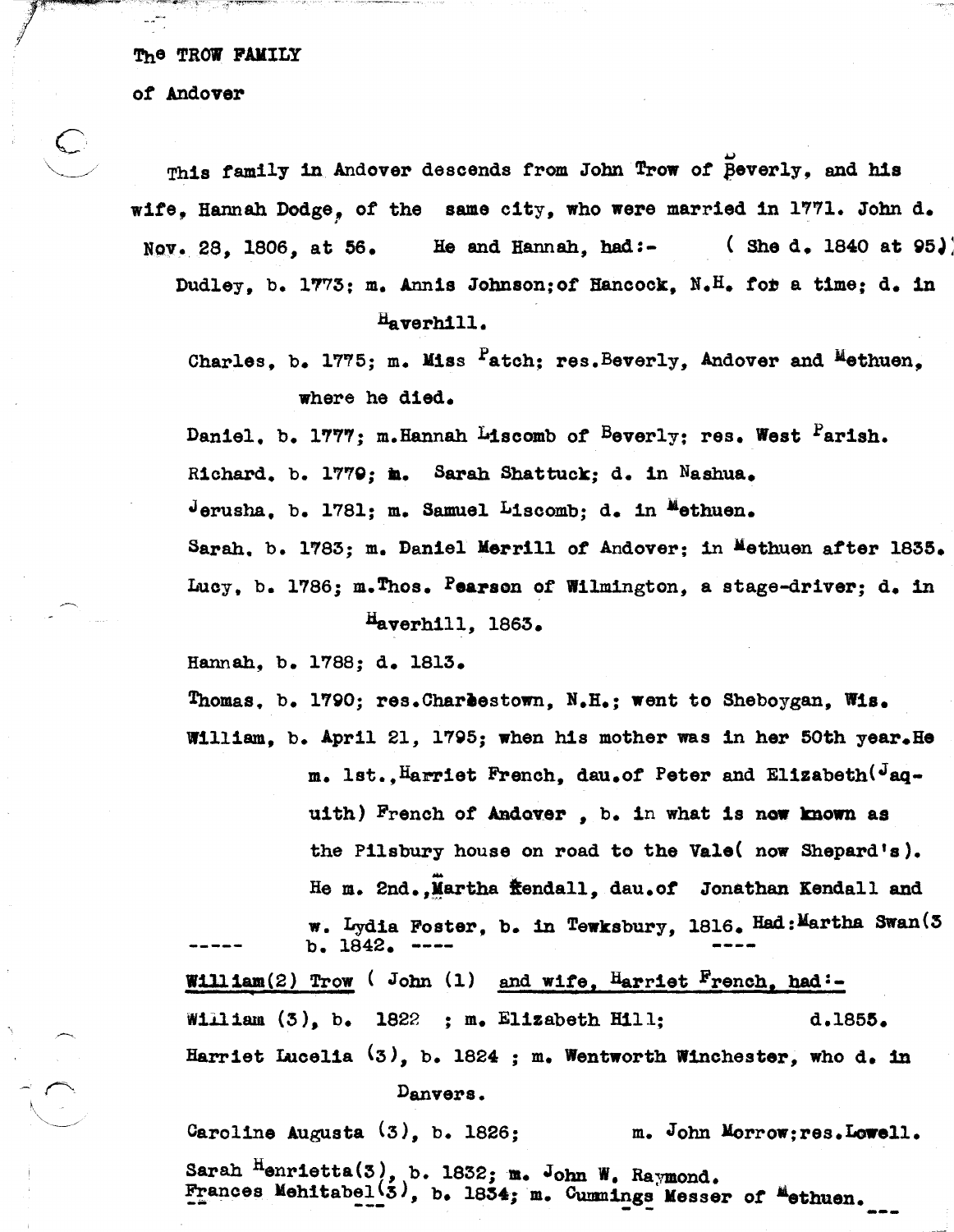The TROW FAMILY

of Andover

This family in Andover descends from John Trow of Beverly, and his wife, Hannah Dodge, of the same city, who were married in 1771. John d. Nov. 28, 1806, at 56. He and Hannah, had:- ( She d. 1840 at 95)

Dudley, b. 1773; m. Annis Johnson; of Hancock, N.H. for a time; d. in Haverhill.

Charles, b. 1775; m. Miss Patch; res. Beverly, Andover and Methuen, where he died.

Daniel, b. 1777; m. Hannah Liscomb of Beverly; res. West Parish.

Richard, b. 1779; m. Sarah Shattuck; d. in Nashua.

Jerusha, b. 1781; m. Samuel Liscomb; d. in Methuen.

Sarah, b. 1783; m. Daniel Merrill of Andover; in Methuen after 1835.

Lucy, b. 1786; m. Thos. Pearson of Wilmington, a stage-driver; d. in Haverhill, 1863.

Hannah, b. 1788; d. 1813.

Thomas, b. 1790; res. Charlestown, N.H.; went to Sheboygan, Wis.

William, b. April 21, 1795; when his mother was in her 50th year. He m. 1st., Harriet French, dau. of Peter and Elizabeth (Jaquith) French of Andover, b. in what is now known as the Pilsbury house on road to the Vale (now Shepard's). He m. 2nd., Martha Kendall, dau. of Jonathan Kendall and w. Lydia Foster, b. in Tewksbury, 1816. Had: Martha Swan (3 b. 1842. ----

William(2) Trow ( John (1) and wife, Harriet French, had:-

William (3), b. 1822 ; m. Elizabeth Hill; d. 1855.

Harriet Lucelia (3), b. 1824 ; m. Wentworth Winchester, who d. in Danvers.

Caroline Augusta (3), b. 1826; m. John Morrow; res. Lowell.

Sarah Henrietta (3), b. 1832; m. John W. Raymond.

Frances Mehitabel (3), b. 1834; m. Cummings Messer of Methuen.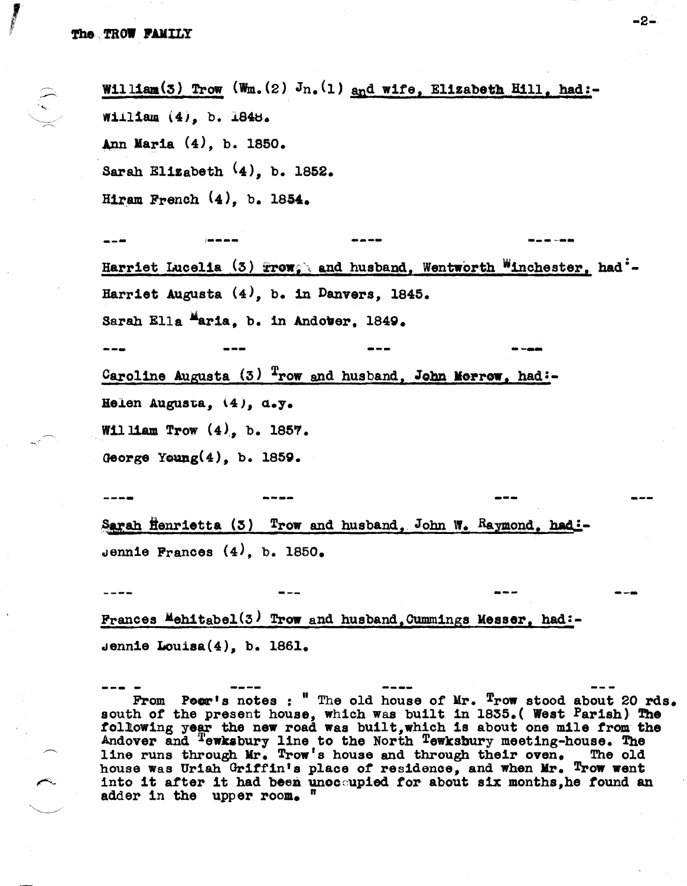**William(3) Trow (Wm.(2) Jn.(1) and wife, Elizabeth Hill, had:-**

William (4), b. 1848.

Ann Maria (4), b. 1850.

Sarah Elizabeth (4), b. 1852.

Hiram French (4), b. 1854.

--- ---- ---- ------

Harriet Lucelia (3) Trow, and husband, Wentworth Winchester, had:-

Harriet Augusta (4), b. in Danvers, 1845.

Sarah Ella Maria, b. in Andover, 1849.

--- --- --- ---

Caroline Augusta (3) Trow and husband, John Morrow, had:-

Helen Augusta, (4), d.y.

William Trow (4), b. 1857.

George Young(4), b. 1859.

---- ---- --- ---

Sarah Henrietta (3) Trow and husband, John W. Raymond, had:-

Jennie Frances (4), b. 1850.

---- --- --- ---

Frances Mehitabel(3) Trow and husband, Cummings Messer, had:-

Jennie Louisa(4), b. 1861.

--- - ---- ---- ---

From Poor's notes : " The old house of Mr. Trow stood about 20 rds. south of the present house, which was built in 1835.( West Parish) The following year the new road was built, which is about one mile from the Andover and Tewksbury line to the North Tewksbury meeting-house. The line runs through Mr. Trow's house and through their oven. The old house was Uriah Griffin's place of residence, and when Mr. Trow went into it after it had been unoccupied for about six months, he found an adder in the upper room. "